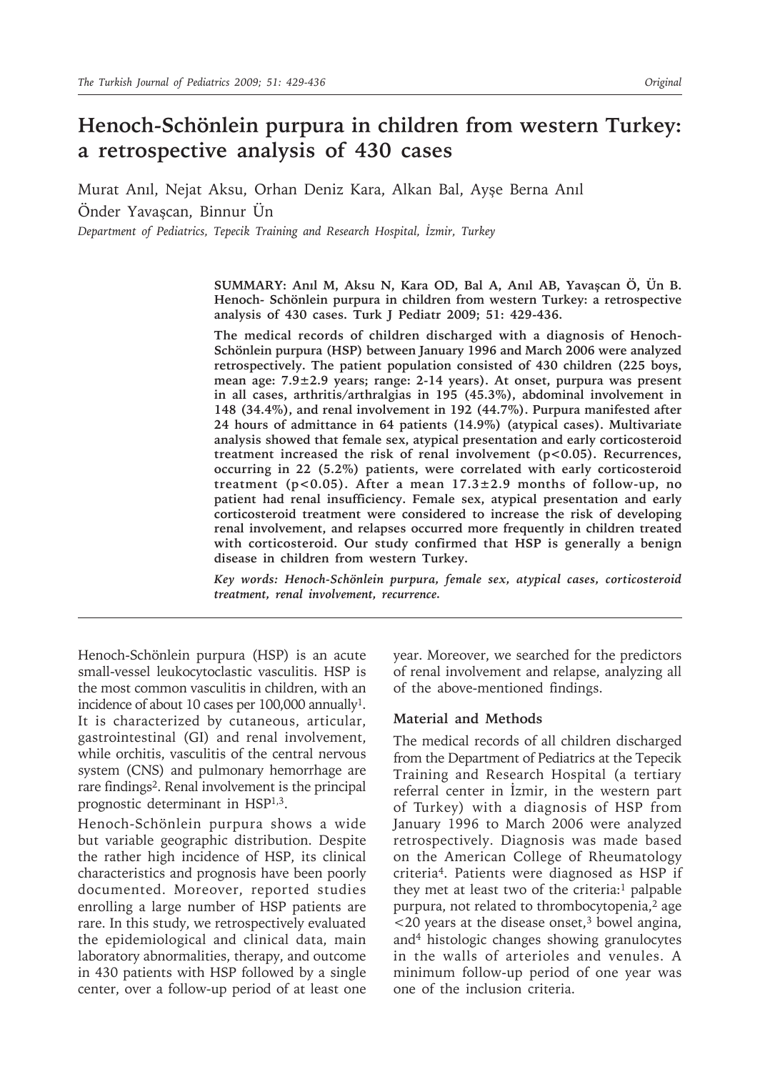# Henoch-Schönlein purpura in children from western Turkey: a retrospective analysis of 430 cases

Murat Anıl, Nejat Aksu, Orhan Deniz Kara, Alkan Bal, Ayşe Berna Anıl
Önder Yavaşcan, Binnur Ün

*Department of Pediatrics, Tepecik Training and Research Hospital, İzmir, Turkey*

**SUMMARY: Anıl M, Aksu N, Kara OD, Bal A, Anıl AB, Yavaşcan Ö, Ün B. Henoch- Schönlein purpura in children from western Turkey: a retrospective analysis of 430 cases. Turk J Pediatr 2009; 51: 429-436.**

**The medical records of children discharged with a diagnosis of Henoch-Schönlein purpura (HSP) between January 1996 and March 2006 were analyzed retrospectively. The patient population consisted of 430 children (225 boys, mean age: 7.9±2.9 years; range: 2-14 years). At onset, purpura was present in all cases, arthritis/arthralgias in 195 (45.3%), abdominal involvement in 148 (34.4%), and renal involvement in 192 (44.7%). Purpura manifested after 24 hours of admittance in 64 patients (14.9%) (atypical cases). Multivariate analysis showed that female sex, atypical presentation and early corticosteroid treatment increased the risk of renal involvement (p<0.05). Recurrences, occurring in 22 (5.2%) patients, were correlated with early corticosteroid treatment (p<0.05). After a mean 17.3±2.9 months of follow-up, no patient had renal insufficiency. Female sex, atypical presentation and early corticosteroid treatment were considered to increase the risk of developing renal involvement, and relapses occurred more frequently in children treated with corticosteroid. Our study confirmed that HSP is generally a benign disease in children from western Turkey.**

*Key words: Henoch-Schönlein purpura, female sex, atypical cases, corticosteroid treatment, renal involvement, recurrence.*

---

Henoch-Schönlein purpura (HSP) is an acute small-vessel leukocytoclastic vasculitis. HSP is the most common vasculitis in children, with an incidence of about 10 cases per 100,000 annually[1]. It is characterized by cutaneous, articular, gastrointestinal (GI) and renal involvement, while orchitis, vasculitis of the central nervous system (CNS) and pulmonary hemorrhage are rare findings[2]. Renal involvement is the principal prognostic determinant in HSP[1,3].

Henoch-Schönlein purpura shows a wide but variable geographic distribution. Despite the rather high incidence of HSP, its clinical characteristics and prognosis have been poorly documented. Moreover, reported studies enrolling a large number of HSP patients are rare. In this study, we retrospectively evaluated the epidemiological and clinical data, main laboratory abnormalities, therapy, and outcome in 430 patients with HSP followed by a single center, over a follow-up period of at least one year. Moreover, we searched for the predictors of renal involvement and relapse, analyzing all of the above-mentioned findings.

## Material and Methods

The medical records of all children discharged from the Department of Pediatrics at the Tepecik Training and Research Hospital (a tertiary referral center in İzmir, in the western part of Turkey) with a diagnosis of HSP from January 1996 to March 2006 were analyzed retrospectively. Diagnosis was made based on the American College of Rheumatology criteria[4]. Patients were diagnosed as HSP if they met at least two of the criteria:[1] palpable purpura, not related to thrombocytopenia,[2] age <20 years at the disease onset,[3] bowel angina, and[4] histologic changes showing granulocytes in the walls of arterioles and venules. A minimum follow-up period of one year was one of the inclusion criteria.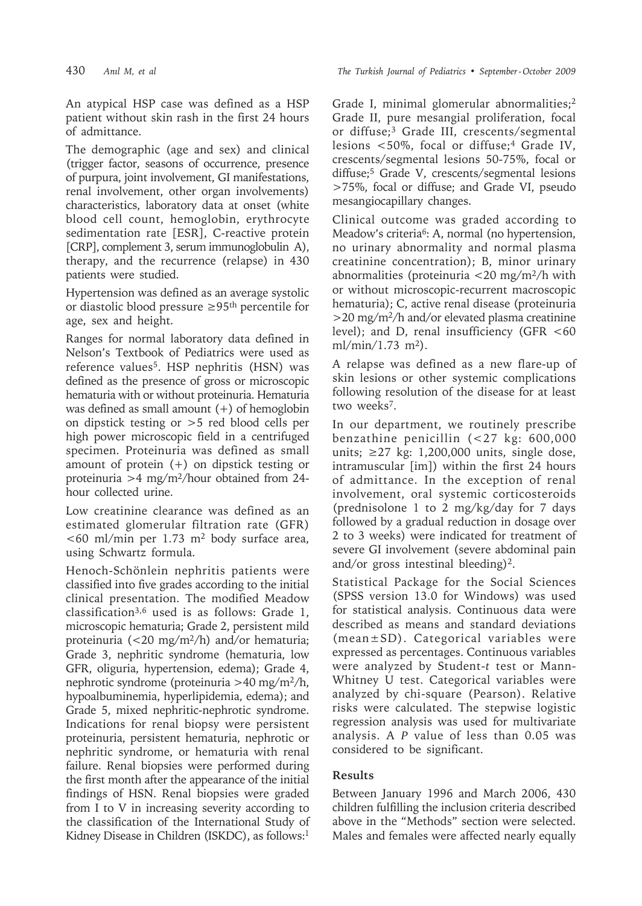An atypical HSP case was defined as a HSP patient without skin rash in the first 24 hours of admittance.

The demographic (age and sex) and clinical (trigger factor, seasons of occurrence, presence of purpura, joint involvement, GI manifestations, renal involvement, other organ involvements) characteristics, laboratory data at onset (white blood cell count, hemoglobin, erythrocyte sedimentation rate [ESR], C-reactive protein [CRP], complement 3, serum immunoglobulin A), therapy, and the recurrence (relapse) in 430 patients were studied.

Hypertension was defined as an average systolic or diastolic blood pressure $\geq$95th percentile for age, sex and height.

Ranges for normal laboratory data defined in Nelson's Textbook of Pediatrics were used as reference values[5]. HSP nephritis (HSN) was defined as the presence of gross or microscopic hematuria with or without proteinuria. Hematuria was defined as small amount (+) of hemoglobin on dipstick testing or >5 red blood cells per high power microscopic field in a centrifuged specimen. Proteinuria was defined as small amount of protein (+) on dipstick testing or proteinuria >4 mg/m$^2$/hour obtained from 24-hour collected urine.

Low creatinine clearance was defined as an estimated glomerular filtration rate (GFR) <60 ml/min per 1.73 m$^2$ body surface area, using Schwartz formula.

Henoch-Schönlein nephritis patients were classified into five grades according to the initial clinical presentation. The modified Meadow classification[3,6] used is as follows: Grade 1, microscopic hematuria; Grade 2, persistent mild proteinuria (<20 mg/m$^2$/h) and/or hematuria; Grade 3, nephritic syndrome (hematuria, low GFR, oliguria, hypertension, edema); Grade 4, nephrotic syndrome (proteinuria >40 mg/m$^2$/h, hypoalbuminemia, hyperlipidemia, edema); and Grade 5, mixed nephritic-nephrotic syndrome. Indications for renal biopsy were persistent proteinuria, persistent hematuria, nephrotic or nephritic syndrome, or hematuria with renal failure. Renal biopsies were performed during the first month after the appearance of the initial findings of HSN. Renal biopsies were graded from I to V in increasing severity according to the classification of the International Study of Kidney Disease in Children (ISKDC), as follows:[1] Grade I, minimal glomerular abnormalities;[2] Grade II, pure mesangial proliferation, focal or diffuse;[3] Grade III, crescents/segmental lesions <50%, focal or diffuse;[4] Grade IV, crescents/segmental lesions 50-75%, focal or diffuse;[5] Grade V, crescents/segmental lesions >75%, focal or diffuse; and Grade VI, pseudo mesangiocapillary changes.

Clinical outcome was graded according to Meadow's criteria[6]: A, normal (no hypertension, no urinary abnormality and normal plasma creatinine concentration); B, minor urinary abnormalities (proteinuria <20 mg/m$^2$/h with or without microscopic-recurrent macroscopic hematuria); C, active renal disease (proteinuria >20 mg/m$^2$/h and/or elevated plasma creatinine level); and D, renal insufficiency (GFR <60 ml/min/1.73 m$^2$).

A relapse was defined as a new flare-up of skin lesions or other systemic complications following resolution of the disease for at least two weeks[7].

In our department, we routinely prescribe benzathine penicillin (<27 kg: 600,000 units; $\geq$27 kg: 1,200,000 units, single dose, intramuscular [im]) within the first 24 hours of admittance. In the exception of renal involvement, oral systemic corticosteroids (prednisolone 1 to 2 mg/kg/day for 7 days followed by a gradual reduction in dosage over 2 to 3 weeks) were indicated for treatment of severe GI involvement (severe abdominal pain and/or gross intestinal bleeding)[2].

Statistical Package for the Social Sciences (SPSS version 13.0 for Windows) was used for statistical analysis. Continuous data were described as means and standard deviations (mean±SD). Categorical variables were expressed as percentages. Continuous variables were analyzed by Student-*t* test or Mann-Whitney U test. Categorical variables were analyzed by chi-square (Pearson). Relative risks were calculated. The stepwise logistic regression analysis was used for multivariate analysis. A *P* value of less than 0.05 was considered to be significant.

## Results

Between January 1996 and March 2006, 430 children fulfilling the inclusion criteria described above in the "Methods" section were selected. Males and females were affected nearly equally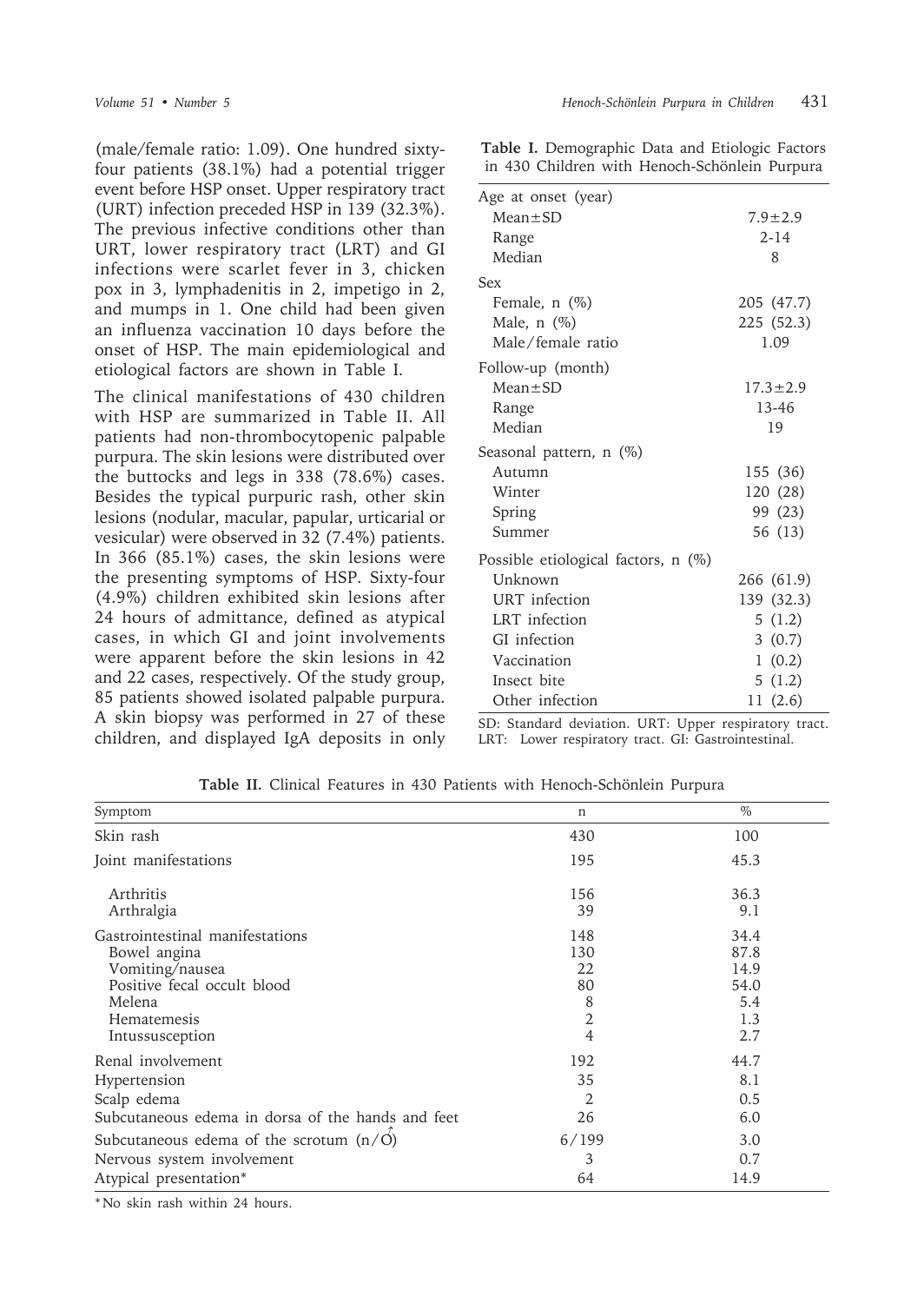(male/female ratio: 1.09). One hundred sixty-four patients (38.1%) had a potential trigger event before HSP onset. Upper respiratory tract (URT) infection preceded HSP in 139 (32.3%). The previous infective conditions other than URT, lower respiratory tract (LRT) and GI infections were scarlet fever in 3, chicken pox in 3, lymphadenitis in 2, impetigo in 2, and mumps in 1. One child had been given an influenza vaccination 10 days before the onset of HSP. The main epidemiological and etiological factors are shown in Table I.

The clinical manifestations of 430 children with HSP are summarized in Table II. All patients had non-thrombocytopenic palpable purpura. The skin lesions were distributed over the buttocks and legs in 338 (78.6%) cases. Besides the typical purpuric rash, other skin lesions (nodular, macular, papular, urticarial or vesicular) were observed in 32 (7.4%) patients. In 366 (85.1%) cases, the skin lesions were the presenting symptoms of HSP. Sixty-four (4.9%) children exhibited skin lesions after 24 hours of admittance, defined as atypical cases, in which GI and joint involvements were apparent before the skin lesions in 42 and 22 cases, respectively. Of the study group, 85 patients showed isolated palpable purpura. A skin biopsy was performed in 27 of these children, and displayed IgA deposits in only

**Table I.** Demographic Data and Etiologic Factors in 430 Children with Henoch-Schönlein Purpura

| | |
|---|---|
| Age at onset (year) | |
| Mean±SD | 7.9±2.9 |
| Range | 2-14 |
| Median | 8 |
| Sex | |
| Female, n (%) | 205 (47.7) |
| Male, n (%) | 225 (52.3) |
| Male/female ratio | 1.09 |
| Follow-up (month) | |
| Mean±SD | 17.3±2.9 |
| Range | 13-46 |
| Median | 19 |
| Seasonal pattern, n (%) | |
| Autumn | 155 (36) |
| Winter | 120 (28) |
| Spring | 99 (23) |
| Summer | 56 (13) |
| Possible etiological factors, n (%) | |
| Unknown | 266 (61.9) |
| URT infection | 139 (32.3) |
| LRT infection | 5 (1.2) |
| GI infection | 3 (0.7) |
| Vaccination | 1 (0.2) |
| Insect bite | 5 (1.2) |
| Other infection | 11 (2.6) |

SD: Standard deviation. URT: Upper respiratory tract. LRT: Lower respiratory tract. GI: Gastrointestinal.

**Table II.** Clinical Features in 430 Patients with Henoch-Schönlein Purpura

| Symptom | n | % |
|---|---|---|
| Skin rash | 430 | 100 |
| Joint manifestations | 195 | 45.3 |
| Arthritis | 156 | 36.3 |
| Arthralgia | 39 | 9.1 |
| Gastrointestinal manifestations | 148 | 34.4 |
| Bowel angina | 130 | 87.8 |
| Vomiting/nausea | 22 | 14.9 |
| Positive fecal occult blood | 80 | 54.0 |
| Melena | 8 | 5.4 |
| Hematemesis | 2 | 1.3 |
| Intussusception | 4 | 2.7 |
| Renal involvement | 192 | 44.7 |
| Hypertension | 35 | 8.1 |
| Scalp edema | 2 | 0.5 |
| Subcutaneous edema in dorsa of the hands and feet | 26 | 6.0 |
| Subcutaneous edema of the scrotum (n/♂) | 6/199 | 3.0 |
| Nervous system involvement | 3 | 0.7 |
| Atypical presentation* | 64 | 14.9 |

*No skin rash within 24 hours.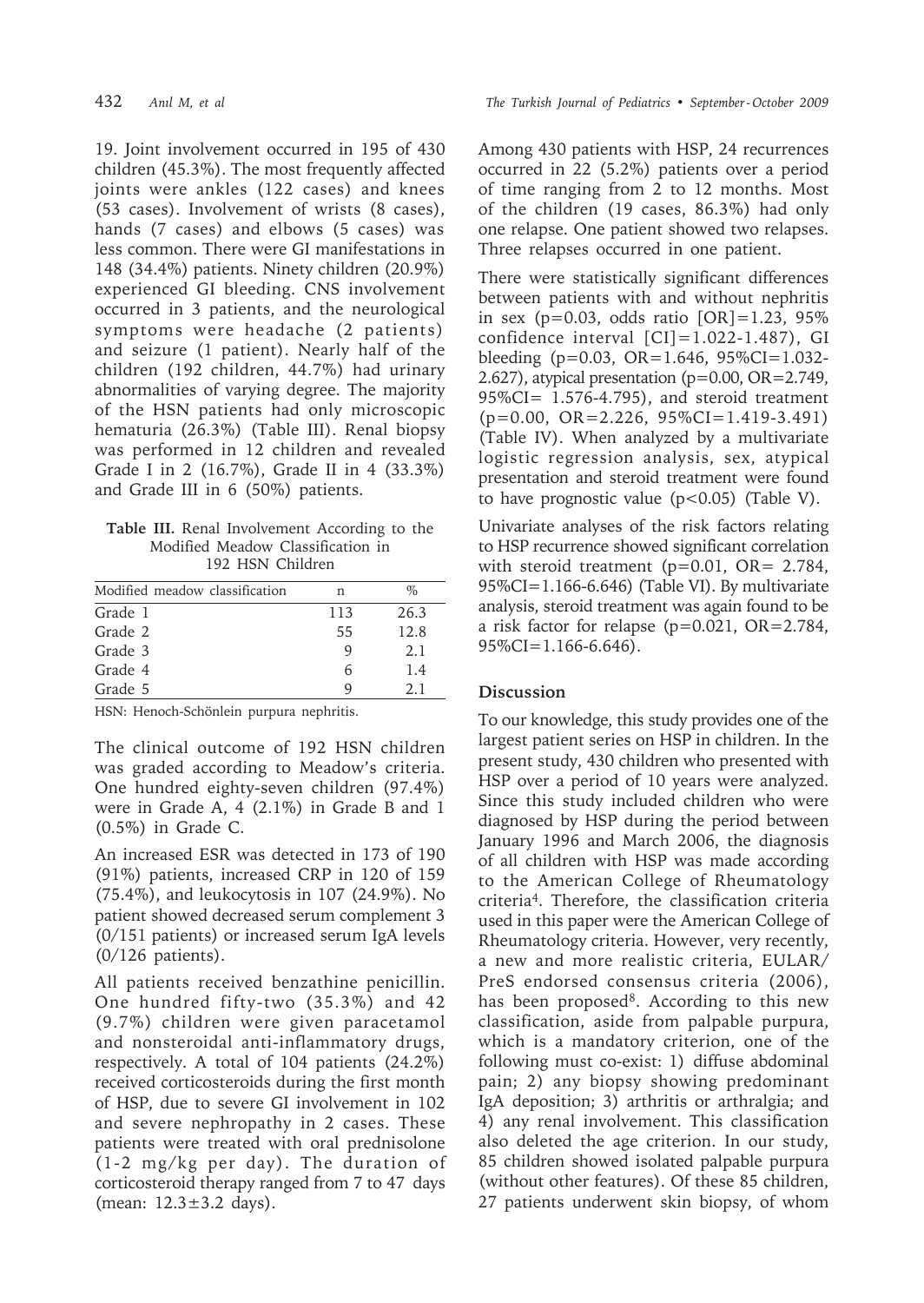19. Joint involvement occurred in 195 of 430 children (45.3%). The most frequently affected joints were ankles (122 cases) and knees (53 cases). Involvement of wrists (8 cases), hands (7 cases) and elbows (5 cases) was less common. There were GI manifestations in 148 (34.4%) patients. Ninety children (20.9%) experienced GI bleeding. CNS involvement occurred in 3 patients, and the neurological symptoms were headache (2 patients) and seizure (1 patient). Nearly half of the children (192 children, 44.7%) had urinary abnormalities of varying degree. The majority of the HSN patients had only microscopic hematuria (26.3%) (Table III). Renal biopsy was performed in 12 children and revealed Grade I in 2 (16.7%), Grade II in 4 (33.3%) and Grade III in 6 (50%) patients.

**Table III.** Renal Involvement According to the Modified Meadow Classification in 192 HSN Children

| Modified meadow classification | n | % |
|---|---|---|
| Grade 1 | 113 | 26.3 |
| Grade 2 | 55 | 12.8 |
| Grade 3 | 9 | 2.1 |
| Grade 4 | 6 | 1.4 |
| Grade 5 | 9 | 2.1 |

HSN: Henoch-Schönlein purpura nephritis.

The clinical outcome of 192 HSN children was graded according to Meadow's criteria. One hundred eighty-seven children (97.4%) were in Grade A, 4 (2.1%) in Grade B and 1 (0.5%) in Grade C.

An increased ESR was detected in 173 of 190 (91%) patients, increased CRP in 120 of 159 (75.4%), and leukocytosis in 107 (24.9%). No patient showed decreased serum complement 3 (0/151 patients) or increased serum IgA levels (0/126 patients).

All patients received benzathine penicillin. One hundred fifty-two (35.3%) and 42 (9.7%) children were given paracetamol and nonsteroidal anti-inflammatory drugs, respectively. A total of 104 patients (24.2%) received corticosteroids during the first month of HSP, due to severe GI involvement in 102 and severe nephropathy in 2 cases. These patients were treated with oral prednisolone (1-2 mg/kg per day). The duration of corticosteroid therapy ranged from 7 to 47 days (mean: 12.3±3.2 days).

Among 430 patients with HSP, 24 recurrences occurred in 22 (5.2%) patients over a period of time ranging from 2 to 12 months. Most of the children (19 cases, 86.3%) had only one relapse. One patient showed two relapses. Three relapses occurred in one patient.

There were statistically significant differences between patients with and without nephritis in sex ($p=0.03$, odds ratio [OR]=1.23, 95% confidence interval [CI]=1.022-1.487), GI bleeding ($p=0.03$, OR=1.646, 95%CI=1.032-2.627), atypical presentation ($p=0.00$, OR=2.749, 95%CI= 1.576-4.795), and steroid treatment ($p=0.00$, OR=2.226, 95%CI=1.419-3.491) (Table IV). When analyzed by a multivariate logistic regression analysis, sex, atypical presentation and steroid treatment were found to have prognostic value ($p<0.05$) (Table V).

Univariate analyses of the risk factors relating to HSP recurrence showed significant correlation with steroid treatment ($p=0.01$, OR= 2.784, 95%CI=1.166-6.646) (Table VI). By multivariate analysis, steroid treatment was again found to be a risk factor for relapse ($p=0.021$, OR=2.784, 95%CI=1.166-6.646).

## Discussion

To our knowledge, this study provides one of the largest patient series on HSP in children. In the present study, 430 children who presented with HSP over a period of 10 years were analyzed. Since this study included children who were diagnosed by HSP during the period between January 1996 and March 2006, the diagnosis of all children with HSP was made according to the American College of Rheumatology criteria[4]. Therefore, the classification criteria used in this paper were the American College of Rheumatology criteria. However, very recently, a new and more realistic criteria, EULAR/PreS endorsed consensus criteria (2006), has been proposed[8]. According to this new classification, aside from palpable purpura, which is a mandatory criterion, one of the following must co-exist: 1) diffuse abdominal pain; 2) any biopsy showing predominant IgA deposition; 3) arthritis or arthralgia; and 4) any renal involvement. This classification also deleted the age criterion. In our study, 85 children showed isolated palpable purpura (without other features). Of these 85 children, 27 patients underwent skin biopsy, of whom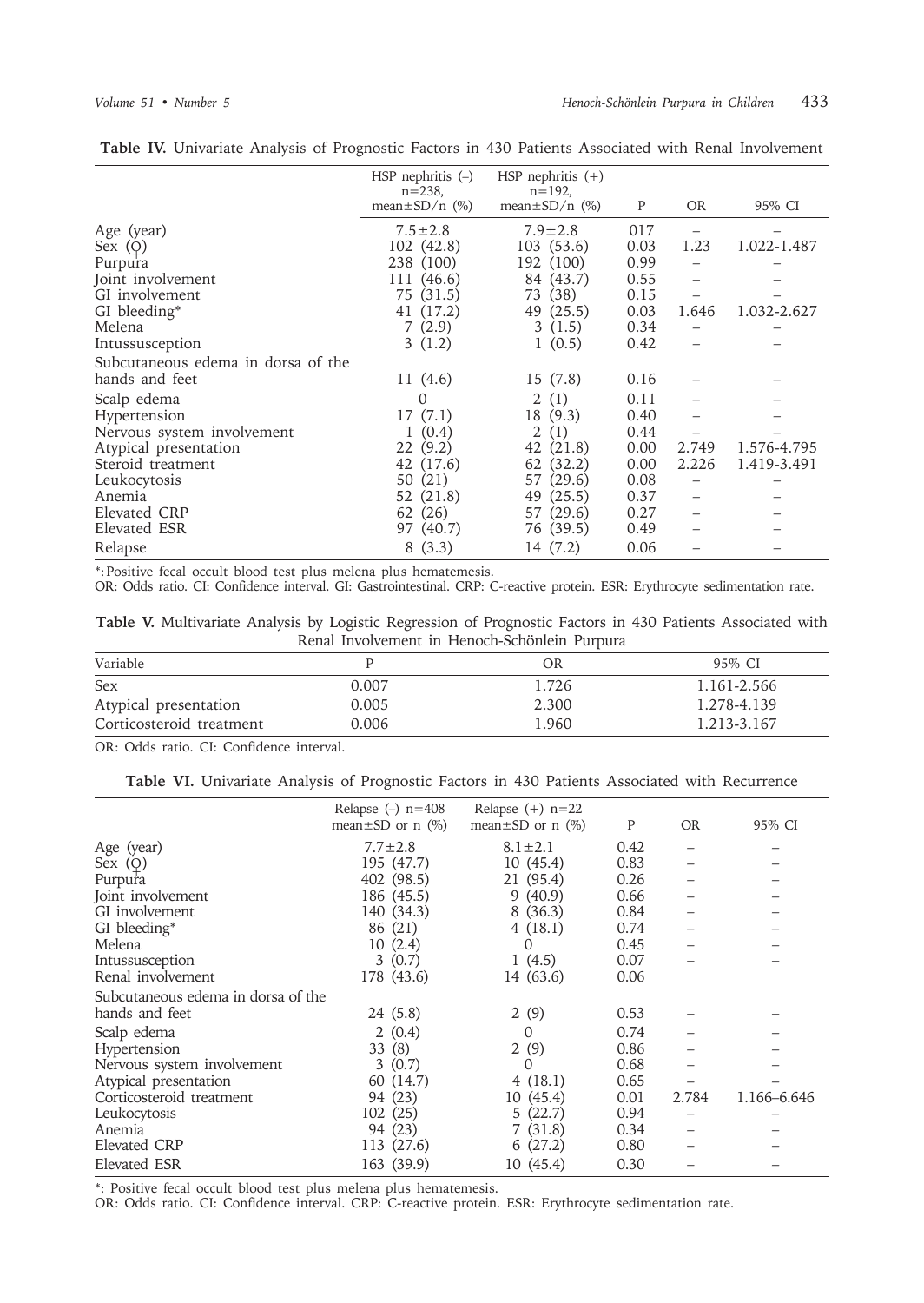**Table IV.** Univariate Analysis of Prognostic Factors in 430 Patients Associated with Renal Involvement

| | HSP nephritis (–) n=238, mean±SD/n (%) | HSP nephritis (+) n=192, mean±SD/n (%) | P | OR | 95% CI |
|---|---|---|---|---|---|
| Age (year) | 7.5±2.8 | 7.9±2.8 | 017 | – | – |
| Sex (♀) | 102 (42.8) | 103 (53.6) | 0.03 | 1.23 | 1.022-1.487 |
| Purpura | 238 (100) | 192 (100) | 0.99 | – | – |
| Joint involvement | 111 (46.6) | 84 (43.7) | 0.55 | – | – |
| GI involvement | 75 (31.5) | 73 (38) | 0.15 | – | – |
| GI bleeding* | 41 (17.2) | 49 (25.5) | 0.03 | 1.646 | 1.032-2.627 |
| Melena | 7 (2.9) | 3 (1.5) | 0.34 | – | – |
| Intussusception | 3 (1.2) | 1 (0.5) | 0.42 | – | – |
| Subcutaneous edema in dorsa of the hands and feet | 11 (4.6) | 15 (7.8) | 0.16 | – | – |
| Scalp edema | 0 | 2 (1) | 0.11 | – | – |
| Hypertension | 17 (7.1) | 18 (9.3) | 0.40 | – | – |
| Nervous system involvement | 1 (0.4) | 2 (1) | 0.44 | – | – |
| Atypical presentation | 22 (9.2) | 42 (21.8) | 0.00 | 2.749 | 1.576-4.795 |
| Steroid treatment | 42 (17.6) | 62 (32.2) | 0.00 | 2.226 | 1.419-3.491 |
| Leukocytosis | 50 (21) | 57 (29.6) | 0.08 | – | – |
| Anemia | 52 (21.8) | 49 (25.5) | 0.37 | – | – |
| Elevated CRP | 62 (26) | 57 (29.6) | 0.27 | – | – |
| Elevated ESR | 97 (40.7) | 76 (39.5) | 0.49 | – | – |
| Relapse | 8 (3.3) | 14 (7.2) | 0.06 | – | – |

*: Positive fecal occult blood test plus melena plus hematemesis.
OR: Odds ratio. CI: Confidence interval. GI: Gastrointestinal. CRP: C-reactive protein. ESR: Erythrocyte sedimentation rate.

**Table V.** Multivariate Analysis by Logistic Regression of Prognostic Factors in 430 Patients Associated with Renal Involvement in Henoch-Schönlein Purpura

| Variable | P | OR | 95% CI |
|---|---|---|---|
| Sex | 0.007 | 1.726 | 1.161-2.566 |
| Atypical presentation | 0.005 | 2.300 | 1.278-4.139 |
| Corticosteroid treatment | 0.006 | 1.960 | 1.213-3.167 |

OR: Odds ratio. CI: Confidence interval.

**Table VI.** Univariate Analysis of Prognostic Factors in 430 Patients Associated with Recurrence

| | Relapse (–) n=408 mean±SD or n (%) | Relapse (+) n=22 mean±SD or n (%) | P | OR | 95% CI |
|---|---|---|---|---|---|
| Age (year) | 7.7±2.8 | 8.1±2.1 | 0.42 | – | – |
| Sex (♀) | 195 (47.7) | 10 (45.4) | 0.83 | – | – |
| Purpura | 402 (98.5) | 21 (95.4) | 0.26 | – | – |
| Joint involvement | 186 (45.5) | 9 (40.9) | 0.66 | – | – |
| GI involvement | 140 (34.3) | 8 (36.3) | 0.84 | – | – |
| GI bleeding* | 86 (21) | 4 (18.1) | 0.74 | – | – |
| Melena | 10 (2.4) | 0 | 0.45 | – | – |
| Intussusception | 3 (0.7) | 1 (4.5) | 0.07 | – | – |
| Renal involvement | 178 (43.6) | 14 (63.6) | 0.06 | | |
| Subcutaneous edema in dorsa of the hands and feet | 24 (5.8) | 2 (9) | 0.53 | – | – |
| Scalp edema | 2 (0.4) | 0 | 0.74 | – | – |
| Hypertension | 33 (8) | 2 (9) | 0.86 | – | – |
| Nervous system involvement | 3 (0.7) | 0 | 0.68 | – | – |
| Atypical presentation | 60 (14.7) | 4 (18.1) | 0.65 | – | – |
| Corticosteroid treatment | 94 (23) | 10 (45.4) | 0.01 | 2.784 | 1.166–6.646 |
| Leukocytosis | 102 (25) | 5 (22.7) | 0.94 | – | – |
| Anemia | 94 (23) | 7 (31.8) | 0.34 | – | – |
| Elevated CRP | 113 (27.6) | 6 (27.2) | 0.80 | – | – |
| Elevated ESR | 163 (39.9) | 10 (45.4) | 0.30 | – | – |

*: Positive fecal occult blood test plus melena plus hematemesis.
OR: Odds ratio. CI: Confidence interval. CRP: C-reactive protein. ESR: Erythrocyte sedimentation rate.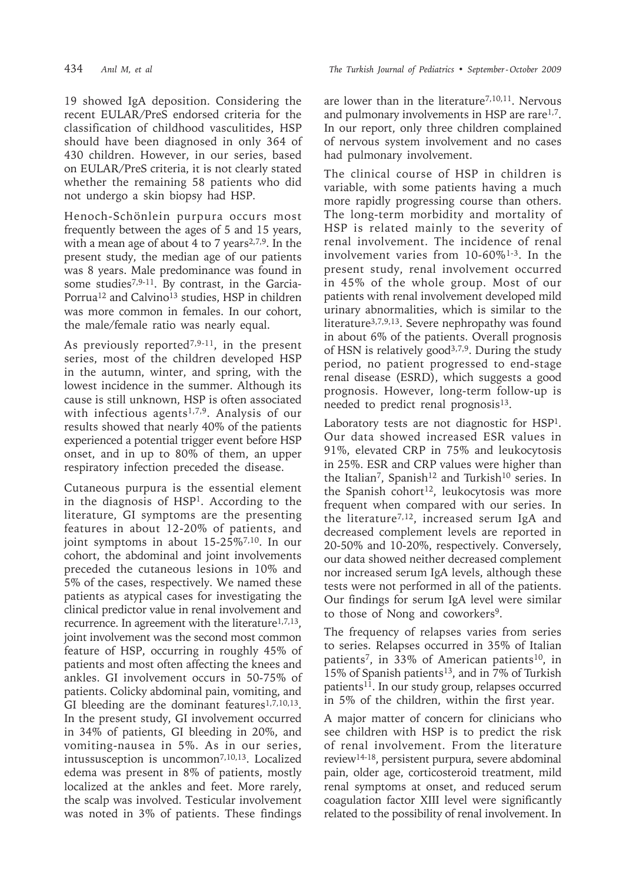19 showed IgA deposition. Considering the recent EULAR/PreS endorsed criteria for the classification of childhood vasculitides, HSP should have been diagnosed in only 364 of 430 children. However, in our series, based on EULAR/PreS criteria, it is not clearly stated whether the remaining 58 patients who did not undergo a skin biopsy had HSP.

Henoch-Schönlein purpura occurs most frequently between the ages of 5 and 15 years, with a mean age of about 4 to 7 years[2,7,9]. In the present study, the median age of our patients was 8 years. Male predominance was found in some studies[7,9-11]. By contrast, in the Garcia-Porrua[12] and Calvino[13] studies, HSP in children was more common in females. In our cohort, the male/female ratio was nearly equal.

As previously reported[7,9-11], in the present series, most of the children developed HSP in the autumn, winter, and spring, with the lowest incidence in the summer. Although its cause is still unknown, HSP is often associated with infectious agents[1,7,9]. Analysis of our results showed that nearly 40% of the patients experienced a potential trigger event before HSP onset, and in up to 80% of them, an upper respiratory infection preceded the disease.

Cutaneous purpura is the essential element in the diagnosis of HSP[1]. According to the literature, GI symptoms are the presenting features in about 12-20% of patients, and joint symptoms in about 15-25%[7,10]. In our cohort, the abdominal and joint involvements preceded the cutaneous lesions in 10% and 5% of the cases, respectively. We named these patients as atypical cases for investigating the clinical predictor value in renal involvement and recurrence. In agreement with the literature[1,7,13], joint involvement was the second most common feature of HSP, occurring in roughly 45% of patients and most often affecting the knees and ankles. GI involvement occurs in 50-75% of patients. Colicky abdominal pain, vomiting, and GI bleeding are the dominant features[1,7,10,13]. In the present study, GI involvement occurred in 34% of patients, GI bleeding in 20%, and vomiting-nausea in 5%. As in our series, intussusception is uncommon[7,10,13]. Localized edema was present in 8% of patients, mostly localized at the ankles and feet. More rarely, the scalp was involved. Testicular involvement was noted in 3% of patients. These findings are lower than in the literature[7,10,11]. Nervous and pulmonary involvements in HSP are rare[1,7]. In our report, only three children complained of nervous system involvement and no cases had pulmonary involvement.

The clinical course of HSP in children is variable, with some patients having a much more rapidly progressing course than others. The long-term morbidity and mortality of HSP is related mainly to the severity of renal involvement. The incidence of renal involvement varies from 10-60%[1-3]. In the present study, renal involvement occurred in 45% of the whole group. Most of our patients with renal involvement developed mild urinary abnormalities, which is similar to the literature[3,7,9,13]. Severe nephropathy was found in about 6% of the patients. Overall prognosis of HSN is relatively good[3,7,9]. During the study period, no patient progressed to end-stage renal disease (ESRD), which suggests a good prognosis. However, long-term follow-up is needed to predict renal prognosis[13].

Laboratory tests are not diagnostic for HSP[1]. Our data showed increased ESR values in 91%, elevated CRP in 75% and leukocytosis in 25%. ESR and CRP values were higher than the Italian[7], Spanish[12] and Turkish[10] series. In the Spanish cohort[12], leukocytosis was more frequent when compared with our series. In the literature[7,12], increased serum IgA and decreased complement levels are reported in 20-50% and 10-20%, respectively. Conversely, our data showed neither decreased complement nor increased serum IgA levels, although these tests were not performed in all of the patients. Our findings for serum IgA level were similar to those of Nong and coworkers[9].

The frequency of relapses varies from series to series. Relapses occurred in 35% of Italian patients[7], in 33% of American patients[10], in 15% of Spanish patients[13], and in 7% of Turkish patients[11]. In our study group, relapses occurred in 5% of the children, within the first year.

A major matter of concern for clinicians who see children with HSP is to predict the risk of renal involvement. From the literature review[14-18], persistent purpura, severe abdominal pain, older age, corticosteroid treatment, mild renal symptoms at onset, and reduced serum coagulation factor XIII level were significantly related to the possibility of renal involvement. In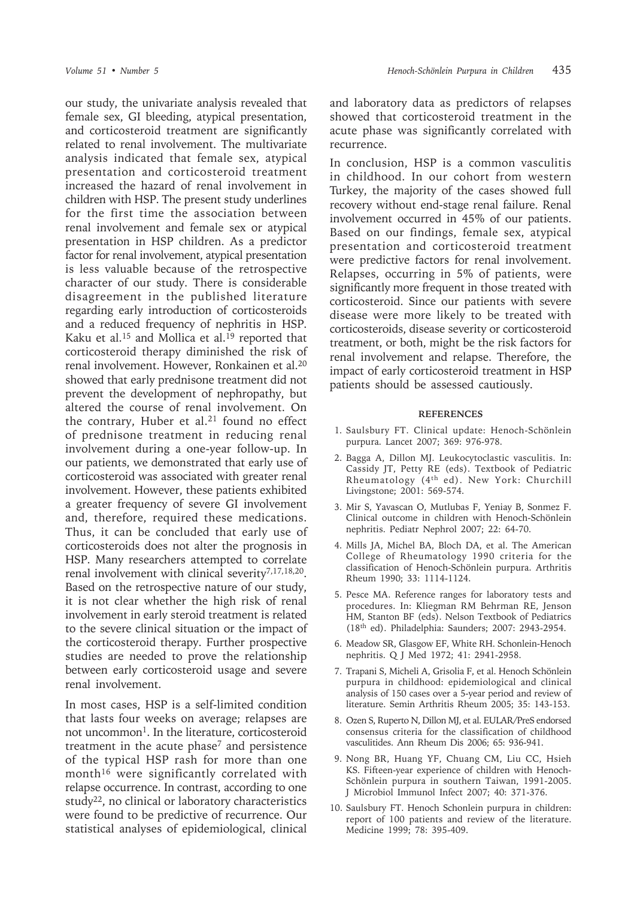our study, the univariate analysis revealed that female sex, GI bleeding, atypical presentation, and corticosteroid treatment are significantly related to renal involvement. The multivariate analysis indicated that female sex, atypical presentation and corticosteroid treatment increased the hazard of renal involvement in children with HSP. The present study underlines for the first time the association between renal involvement and female sex or atypical presentation in HSP children. As a predictor factor for renal involvement, atypical presentation is less valuable because of the retrospective character of our study. There is considerable disagreement in the published literature regarding early introduction of corticosteroids and a reduced frequency of nephritis in HSP. Kaku et al.[15] and Mollica et al.[19] reported that corticosteroid therapy diminished the risk of renal involvement. However, Ronkainen et al.[20] showed that early prednisone treatment did not prevent the development of nephropathy, but altered the course of renal involvement. On the contrary, Huber et al.[21] found no effect of prednisone treatment in reducing renal involvement during a one-year follow-up. In our patients, we demonstrated that early use of corticosteroid was associated with greater renal involvement. However, these patients exhibited a greater frequency of severe GI involvement and, therefore, required these medications. Thus, it can be concluded that early use of corticosteroids does not alter the prognosis in HSP. Many researchers attempted to correlate renal involvement with clinical severity[7,17,18,20]. Based on the retrospective nature of our study, it is not clear whether the high risk of renal involvement in early steroid treatment is related to the severe clinical situation or the impact of the corticosteroid therapy. Further prospective studies are needed to prove the relationship between early corticosteroid usage and severe renal involvement.

In most cases, HSP is a self-limited condition that lasts four weeks on average; relapses are not uncommon[1]. In the literature, corticosteroid treatment in the acute phase[7] and persistence of the typical HSP rash for more than one month[16] were significantly correlated with relapse occurrence. In contrast, according to one study[22], no clinical or laboratory characteristics were found to be predictive of recurrence. Our statistical analyses of epidemiological, clinical and laboratory data as predictors of relapses showed that corticosteroid treatment in the acute phase was significantly correlated with recurrence.

In conclusion, HSP is a common vasculitis in childhood. In our cohort from western Turkey, the majority of the cases showed full recovery without end-stage renal failure. Renal involvement occurred in 45% of our patients. Based on our findings, female sex, atypical presentation and corticosteroid treatment were predictive factors for renal involvement. Relapses, occurring in 5% of patients, were significantly more frequent in those treated with corticosteroid. Since our patients with severe disease were more likely to be treated with corticosteroids, disease severity or corticosteroid treatment, or both, might be the risk factors for renal involvement and relapse. Therefore, the impact of early corticosteroid treatment in HSP patients should be assessed cautiously.

## REFERENCES

1. Saulsbury FT. Clinical update: Henoch-Schönlein purpura. Lancet 2007; 369: 976-978.
2. Bagga A, Dillon MJ. Leukocytoclastic vasculitis. In: Cassidy JT, Petty RE (eds). Textbook of Pediatric Rheumatology (4th ed). New York: Churchill Livingstone; 2001: 569-574.
3. Mir S, Yavascan O, Mutlubas F, Yeniay B, Sonmez F. Clinical outcome in children with Henoch-Schönlein nephritis. Pediatr Nephrol 2007; 22: 64-70.
4. Mills JA, Michel BA, Bloch DA, et al. The American College of Rheumatology 1990 criteria for the classification of Henoch-Schönlein purpura. Arthritis Rheum 1990; 33: 1114-1124.
5. Pesce MA. Reference ranges for laboratory tests and procedures. In: Kliegman RM Behrman RE, Jenson HM, Stanton BF (eds). Nelson Textbook of Pediatrics (18th ed). Philadelphia: Saunders; 2007: 2943-2954.
6. Meadow SR, Glasgow EF, White RH. Schonlein-Henoch nephritis. Q J Med 1972; 41: 2941-2958.
7. Trapani S, Micheli A, Grisolia F, et al. Henoch Schönlein purpura in childhood: epidemiological and clinical analysis of 150 cases over a 5-year period and review of literature. Semin Arthritis Rheum 2005; 35: 143-153.
8. Ozen S, Ruperto N, Dillon MJ, et al. EULAR/PreS endorsed consensus criteria for the classification of childhood vasculitides. Ann Rheum Dis 2006; 65: 936-941.
9. Nong BR, Huang YF, Chuang CM, Liu CC, Hsieh KS. Fifteen-year experience of children with Henoch-Schönlein purpura in southern Taiwan, 1991-2005. J Microbiol Immunol Infect 2007; 40: 371-376.
10. Saulsbury FT. Henoch Schonlein purpura in children: report of 100 patients and review of the literature. Medicine 1999; 78: 395-409.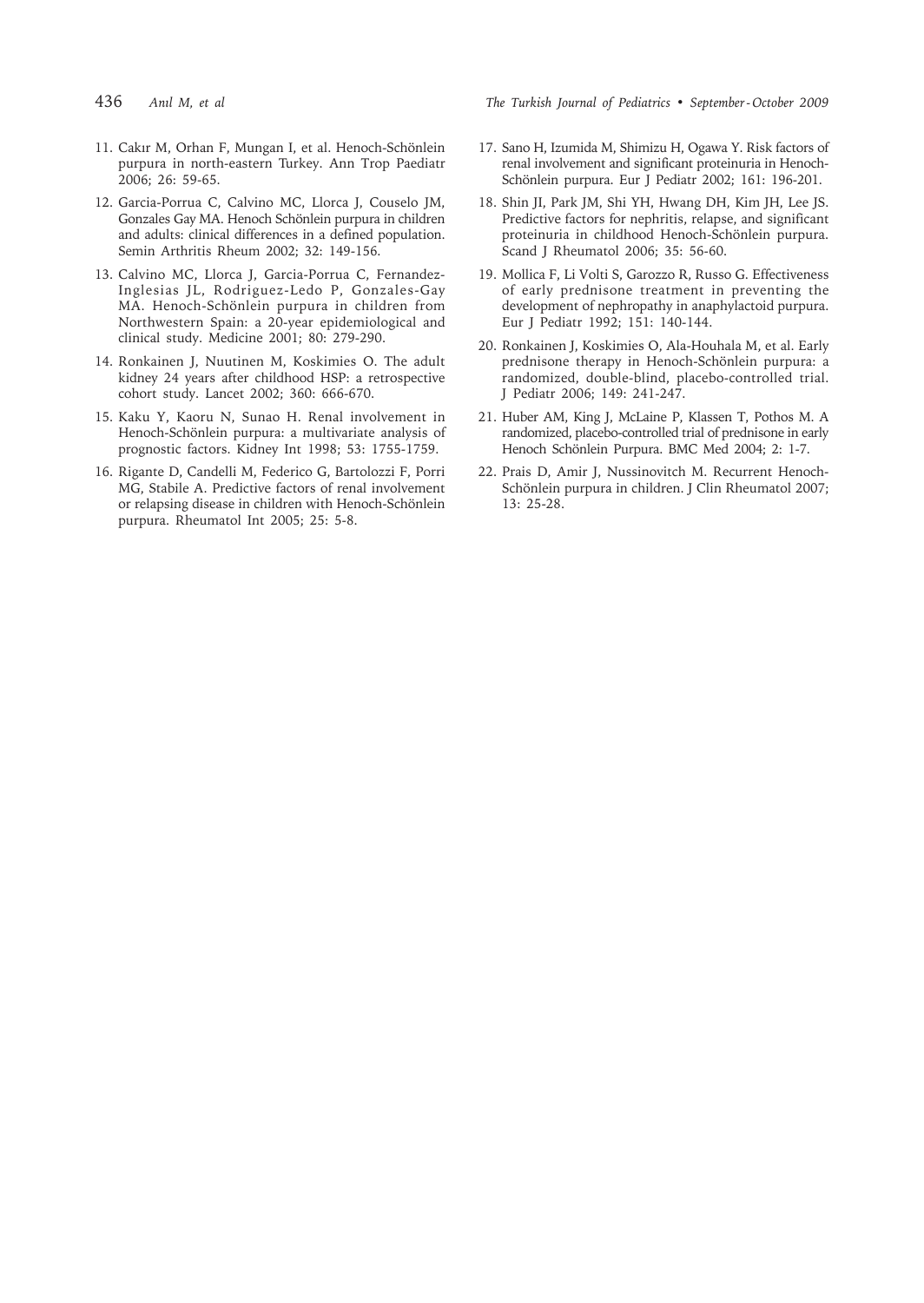11. Cakır M, Orhan F, Mungan I, et al. Henoch-Schönlein purpura in north-eastern Turkey. Ann Trop Paediatr 2006; 26: 59-65.
12. Garcia-Porrua C, Calvino MC, Llorca J, Couselo JM, Gonzales Gay MA. Henoch Schönlein purpura in children and adults: clinical differences in a defined population. Semin Arthritis Rheum 2002; 32: 149-156.
13. Calvino MC, Llorca J, Garcia-Porrua C, Fernandez-Inglesias JL, Rodriguez-Ledo P, Gonzales-Gay MA. Henoch-Schönlein purpura in children from Northwestern Spain: a 20-year epidemiological and clinical study. Medicine 2001; 80: 279-290.
14. Ronkainen J, Nuutinen M, Koskimies O. The adult kidney 24 years after childhood HSP: a retrospective cohort study. Lancet 2002; 360: 666-670.
15. Kaku Y, Kaoru N, Sunao H. Renal involvement in Henoch-Schönlein purpura: a multivariate analysis of prognostic factors. Kidney Int 1998; 53: 1755-1759.
16. Rigante D, Candelli M, Federico G, Bartolozzi F, Porri MG, Stabile A. Predictive factors of renal involvement or relapsing disease in children with Henoch-Schönlein purpura. Rheumatol Int 2005; 25: 5-8.
17. Sano H, Izumida M, Shimizu H, Ogawa Y. Risk factors of renal involvement and significant proteinuria in Henoch-Schönlein purpura. Eur J Pediatr 2002; 161: 196-201.
18. Shin JI, Park JM, Shi YH, Hwang DH, Kim JH, Lee JS. Predictive factors for nephritis, relapse, and significant proteinuria in childhood Henoch-Schönlein purpura. Scand J Rheumatol 2006; 35: 56-60.
19. Mollica F, Li Volti S, Garozzo R, Russo G. Effectiveness of early prednisone treatment in preventing the development of nephropathy in anaphylactoid purpura. Eur J Pediatr 1992; 151: 140-144.
20. Ronkainen J, Koskimies O, Ala-Houhala M, et al. Early prednisone therapy in Henoch-Schönlein purpura: a randomized, double-blind, placebo-controlled trial. J Pediatr 2006; 149: 241-247.
21. Huber AM, King J, McLaine P, Klassen T, Pothos M. A randomized, placebo-controlled trial of prednisone in early Henoch Schönlein Purpura. BMC Med 2004; 2: 1-7.
22. Prais D, Amir J, Nussinovitch M. Recurrent Henoch-Schönlein purpura in children. J Clin Rheumatol 2007; 13: 25-28.